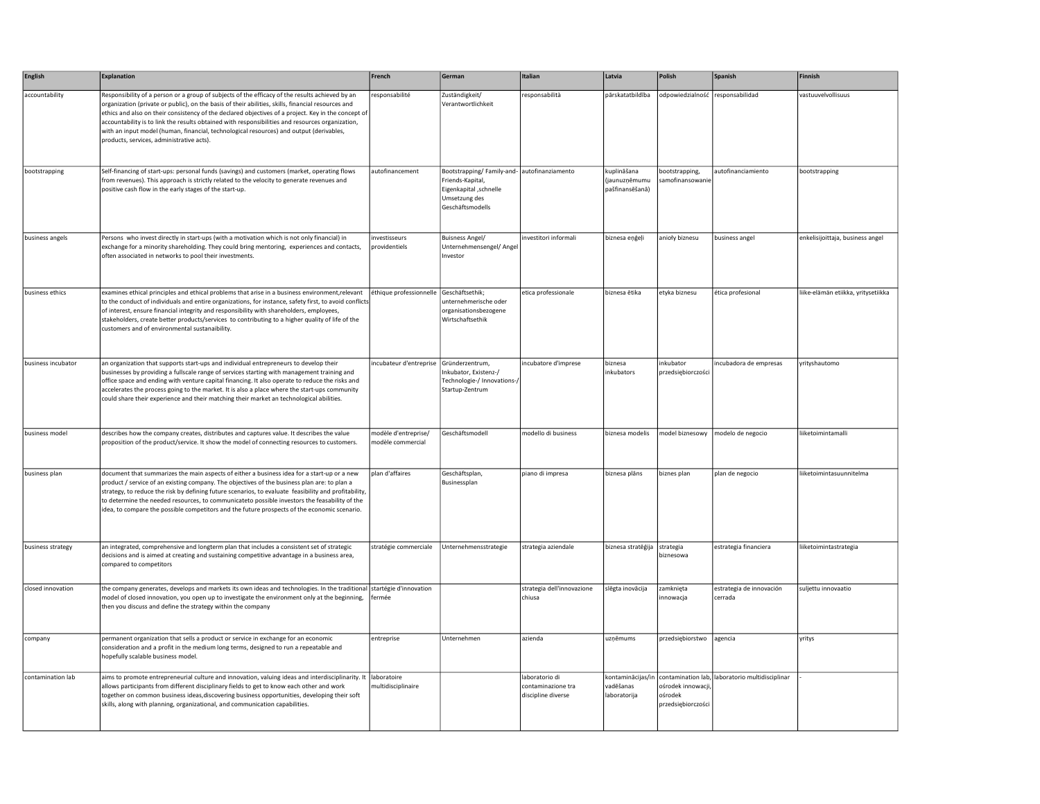| English | Explanation | French | German | Italian | Latvia | Polish | Spanish | Finnish |
|---|---|---|---|---|---|---|---|---|
| accountability | Responsibility of a person or a group of subjects of the efficacy of the results achieved by an organization (private or public), on the basis of their abilities, skills, financial resources and ethics and also on their consistency of the declared objectives of a project. Key in the concept of accountability is to link the results obtained with responsibilities and resources organization, with an input model (human, financial, technological resources) and output (derivables, products, services, administrative acts). | responsabilité | Zuständigkeit/ Verantwortlichkeit | responsabilità | pārskatatbildība | odpowiedzialność | responsabilidad | vastuuvelvollisuus |
| bootstrapping | Self-financing of start-ups: personal funds (savings) and customers (market, operating flows from revenues). This approach is strictly related to the velocity to generate revenues and positive cash flow in the early stages of the start-up. | autofinancement | Bootstrapping/ Family-and-Friends-Kapital, Eigenkapital ,schnelle Umsetzung des Geschäftsmodells | autofinanziamento | kuplināšana (jaunuzņēmumu pašfinansēšanā) | bootstrapping, samofinansowanie | autofinanciamiento | bootstrapping |
| business angels | Persons who invest directly in start-ups (with a motivation which is not only financial) in exchange for a minority shareholding. They could bring mentoring, experiences and contacts, often associated in networks to pool their investments. | investisseurs providentiels | Buisness Angel/ Unternehmensengel/ Angel Investor | investitori informali | biznesa eņģeļi | anioły biznesu | business angel | enkelisijoittaja, business angel |
| business ethics | examines ethical principles and ethical problems that arise in a business environment,relevant to the conduct of individuals and entire organizations, for instance, safety first, to avoid conflicts of interest, ensure financial integrity and responsibility with shareholders, employees, stakeholders, create better products/services to contributing to a higher quality of life of the customers and of environmental sustanaibility. | éthique professionnelle | Geschäftsethik; unternehmerische oder organisationsbezogene Wirtschaftsethik | etica professionale | biznesa ētika | etyka biznesu | ética profesional | liike-elämän etiikka, yritysetiikka |
| business incubator | an organization that supports start-ups and individual entrepreneurs to develop their businesses by providing a fullscale range of services starting with management training and office space and ending with venture capital financing. It also operate to reduce the risks and accelerates the process going to the market. It is also a place where the start-ups community could share their experience and their matching their market an technological abilities. | incubateur d'entreprise | Gründerzentrum, Inkubator, Existenz-/ Technologie-/ Innovations-/ Startup-Zentrum | incubatore d'imprese | biznesa inkubators | inkubator przedsiębiorczości | incubadora de empresas | yrityshautomo |
| business model | describes how the company creates, distributes and captures value. It describes the value proposition of the product/service. It show the model of connecting resources to customers. | modèle d'entreprise/ modèle commercial | Geschäftsmodell | modello di business | biznesa modelis | model biznesowy | modelo de negocio | liiketoimintamalli |
| business plan | document that summarizes the main aspects of either a business idea for a start-up or a new product / service of an existing company. The objectives of the business plan are: to plan a strategy, to reduce the risk by defining future scenarios, to evaluate feasibility and profitability, to determine the needed resources, to communicateto possible investors the feasability of the idea, to compare the possible competitors and the future prospects of the economic scenario. | plan d'affaires | Geschäftsplan, Businessplan | piano di impresa | biznesa plāns | biznes plan | plan de negocio | liiketoimintasuunnitelma |
| business strategy | an integrated, comprehensive and longterm plan that includes a consistent set of strategic decisions and is aimed at creating and sustaining competitive advantage in a business area, compared to competitors | stratégie commerciale | Unternehmensstrategie | strategia aziendale | biznesa stratēģija | strategia biznesowa | estrategia financiera | liiketoimintastrategia |
| closed innovation | the company generates, develops and markets its own ideas and technologies. In the traditional model of closed innovation, you open up to investigate the environment only at the beginning, then you discuss and define the strategy within the company | startégie d'innovation fermée | | strategia dell'innovazione chiusa | slēgta inovācija | zamknięta innowacja | estrategia de innovación cerrada | suljettu innovaatio |
| company | permanent organization that sells a product or service in exchange for an economic consideration and a profit in the medium long terms, designed to run a repeatable and hopefully scalable business model. | entreprise | Unternehmen | azienda | uzņēmums | przedsiębiorstwo | agencia | yritys |
| contamination lab | aims to promote entrepreneurial culture and innovation, valuing ideas and interdisciplinarity. It allows participants from different disciplinary fields to get to know each other and work together on common business ideas,discovering business opportunities, developing their soft skills, along with planning, organizational, and communication capabilities. | laboratoire multidisciplinaire | | laboratorio di contaminazione tra discipline diverse | kontaminācijas/in vadēšanas laboratorija | contamination lab, ośrodek innowacji, ośrodek przedsiębiorczości | laboratorio multidisciplinar | - |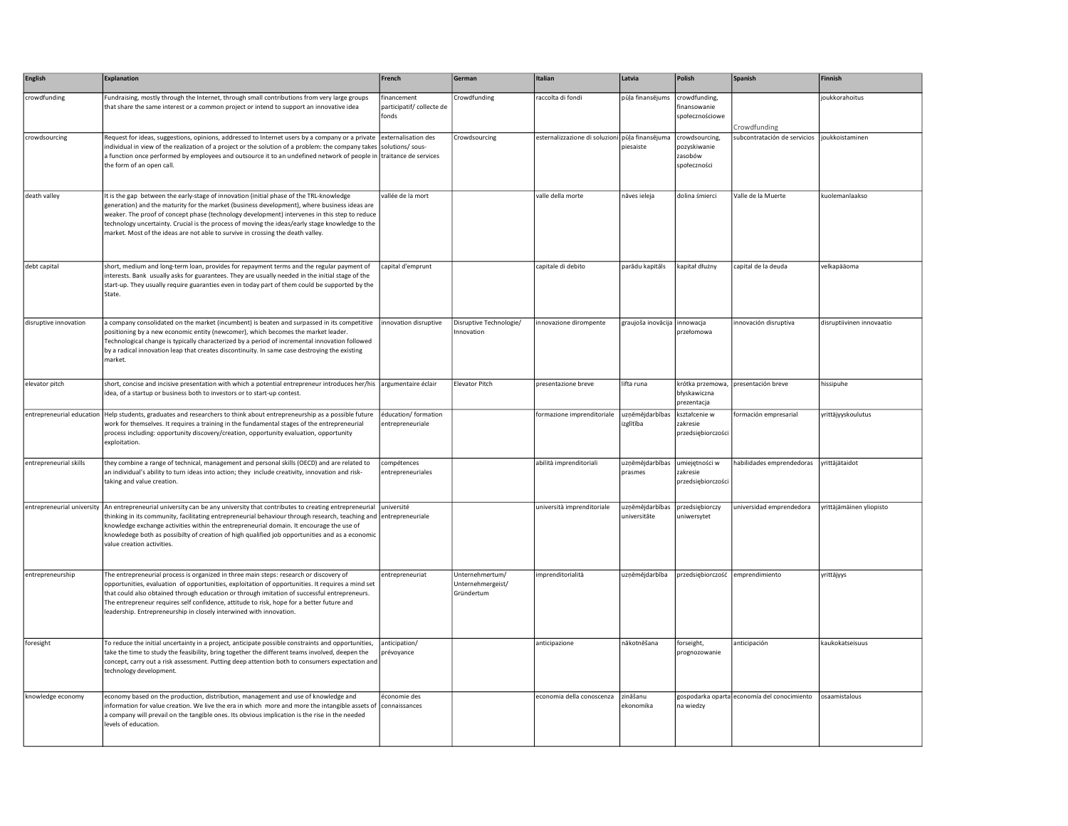| English | Explanation | French | German | Italian | Latvia | Polish | Spanish | Finnish |
|---|---|---|---|---|---|---|---|---|
| crowdfunding | Fundraising, mostly through the Internet, through small contributions from very large groups that share the same interest or a common project or intend to support an innovative idea | financement participatif/ collecte de fonds | Crowdfunding | raccolta di fondi | pūļa finansējums | crowdfunding, finansowanie społecznościowe | Crowdfunding | joukkorahoitus |
| crowdsourcing | Request for ideas, suggestions, opinions, addressed to Internet users by a company or a private individual in view of the realization of a project or the solution of a problem: the company takes a function once performed by employees and outsource it to an undefined network of people in the form of an open call. | externalisation des solutions/ sous-traitance de services | Crowdsourcing | esternalizzazione di soluzioni | pūļa finansējuma piesaiste | crowdsourcing, pozyskiwanie zasobów społeczności | subcontratación de servicios | joukkoistaminen |
| death valley | It is the gap between the early-stage of innovation (initial phase of the TRL-knowledge generation) and the maturity for the market (business development), where business ideas are weaker. The proof of concept phase (technology development) intervenes in this step to reduce technology uncertainty. Crucial is the process of moving the ideas/early stage knowledge to the market. Most of the ideas are not able to survive in crossing the death valley. | vallée de la mort | | valle della morte | nāves ieleja | dolina śmierci | Valle de la Muerte | kuolemanlaakso |
| debt capital | short, medium and long-term loan, provides for repayment terms and the regular payment of interests. Bank usually asks for guarantees. They are usually needed in the initial stage of the start-up. They usually require guaranties even in today part of them could be supported by the State. | capital d'emprunt | | capitale di debito | parādu kapitāls | kapitał dłużny | capital de la deuda | velkapääoma |
| disruptive innovation | a company consolidated on the market (incumbent) is beaten and surpassed in its competitive positioning by a new economic entity (newcomer), which becomes the market leader. Technological change is typically characterized by a period of incremental innovation followed by a radical innovation leap that creates discontinuity. In same case destroying the existing market. | innovation disruptive | Disruptive Technologie/ Innovation | innovazione dirompente | graujoša inovācija | innowacja przełomowa | innovación disruptiva | disruptiivinen innovaatio |
| elevator pitch | short, concise and incisive presentation with which a potential entrepreneur introduces her/his idea, of a startup or business both to investors or to start-up contest. | argumentaire éclair | Elevator Pitch | presentazione breve | lifta runa | krótka przemowa, błyskawiczna prezentacja | presentación breve | hissipuhe |
| entrepreneurial education | Help students, graduates and researchers to think about entrepreneurship as a possible future work for themselves. It requires a training in the fundamental stages of the entrepreneurial process including: opportunity discovery/creation, opportunity evaluation, opportunity exploitation. | éducation/ formation entrepreneuriale | | formazione imprenditoriale | uzņēmējdarbības izglītība | kształcenie w zakresie przedsiębiorczości | formación empresarial | yrittäjyyskoulutus |
| entrepreneurial skills | they combine a range of technical, management and personal skills (OECD) and are related to an individual's ability to turn ideas into action; they include creativity, innovation and risk-taking and value creation. | compétences entrepreneuriales | | abilità imprenditoriali | uzņēmējdarbības prasmes | umiejętności w zakresie przedsiębiorczości | habilidades emprendedoras | yrittäjätaidot |
| entrepreneurial university | An entrepreneurial university can be any university that contributes to creating entrepreneurial thinking in its community, facilitating entrepreneurial behaviour through research, teaching and knowledge exchange activities within the entrepreneurial domain. It encourage the use of knowledege both as possibilty of creation of high qualified job opportunities and as a economic value creation activities. | université entrepreneuriale | | università imprenditoriale | uzņēmējdarbības universitāte | przedsiębiorczy uniwersytet | universidad emprendedora | yrittäjämäinen yliopisto |
| entrepreneurship | The entrepreneurial process is organized in three main steps: research or discovery of opportunities, evaluation of opportunities, exploitation of opportunities. It requires a mind set that could also obtained through education or through imitation of successful entrepreneurs. The entrepreneur requires self confidence, attitude to risk, hope for a better future and leadership. Entrepreneurship in closely interwined with innovation. | entrepreneuriat | Unternehmertum/ Unternehmergeist/ Gründertum | imprenditorialità | uzņēmējdarbība | przedsiębiorczość | emprendimiento | yrittäjyys |
| foresight | To reduce the initial uncertainty in a project, anticipate possible constraints and opportunities, take the time to study the feasibility, bring together the different teams involved, deepen the concept, carry out a risk assessment. Putting deep attention both to consumers expectation and technology development. | anticipation/ prévoyance | | anticipazione | nākotnēšana | forseight, prognozowanie | anticipación | kaukokatseisuus |
| knowledge economy | economy based on the production, distribution, management and use of knowledge and information for value creation. We live the era in which more and more the intangible assets of a company will prevail on the tangible ones. Its obvious implication is the rise in the needed levels of education. | économie des connaissances | | economia della conoscenza | zināšanu ekonomika | gospodarka oparta na wiedzy | economía del conocimiento | osaamistalous |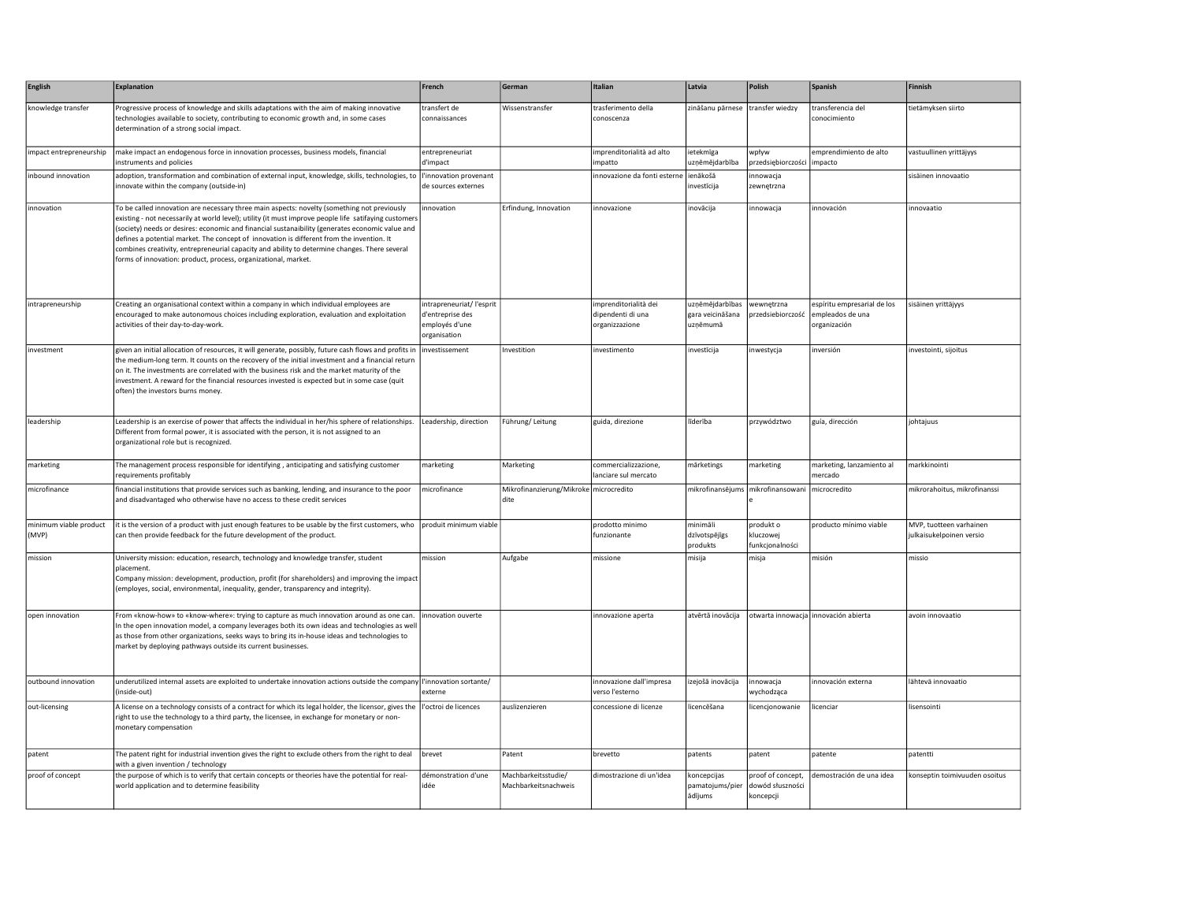| English | Explanation | French | German | Italian | Latvia | Polish | Spanish | Finnish |
|---|---|---|---|---|---|---|---|---|
| knowledge transfer | Progressive process of knowledge and skills adaptations with the aim of making innovative technologies available to society, contributing to economic growth and, in some cases determination of a strong social impact. | transfert de connaissances | Wissenstransfer | trasferimento della conoscenza | zināšanu pārnese | transfer wiedzy | transferencia del conocimiento | tietämyksen siirto |
| impact entrepreneurship | make impact an endogenous force in innovation processes, business models, financial instruments and policies | entrepreneuriat d'impact | | imprenditorialità ad alto impatto | ietekmīga uzņēmējdarbība | wpływ przedsiębiorczości | emprendimiento de alto impacto | vastuullinen yrittäjyys |
| inbound innovation | adoption, transformation and combination of external input, knowledge, skills, technologies, to innovate within the company (outside-in) | l'innovation provenant de sources externes | | innovazione da fonti esterne | ienākošā investīcija | innowacja zewnętrzna | | sisäinen innovaatio |
| innovation | To be called innovation are necessary three main aspects: novelty (something not previously existing - not necessarily at world level); utility (it must improve people life satifaying customers (society) needs or desires: economic and financial sustanaibility (generates economic value and defines a potential market. The concept of innovation is different from the invention. It combines creativity, entrepreneurial capacity and ability to determine changes. There several forms of innovation: product, process, organizational, market. | innovation | Erfindung, Innovation | innovazione | inovācija | innowacja | innovación | innovaatio |
| intrapreneurship | Creating an organisational context within a company in which individual employees are encouraged to make autonomous choices including exploration, evaluation and exploitation activities of their day-to-day-work. | intrapreneuriat/ l'esprit d'entreprise des employés d'une organisation | | imprenditorialità dei dipendenti di una organizzazione | uzņēmējdarbības gara veicināšana uzņēmumā | wewnętrzna przedsiebiorczość | espíritu empresarial de los empleados de una organización | sisäinen yrittäjyys |
| investment | given an initial allocation of resources, it will generate, possibly, future cash flows and profits in the medium-long term. It counts on the recovery of the initial investment and a financial return on it. The investments are correlated with the business risk and the market maturity of the investment. A reward for the financial resources invested is expected but in some case (quit often) the investors burns money. | investissement | Investition | investimento | investīcija | inwestycja | inversión | investointi, sijoitus |
| leadership | Leadership is an exercise of power that affects the individual in her/his sphere of relationships. Different from formal power, it is associated with the person, it is not assigned to an organizational role but is recognized. | Leadership, direction | Führung/ Leitung | guida, direzione | līderība | przywództwo | guía, dirección | johtajuus |
| marketing | The management process responsible for identifying , anticipating and satisfying customer requirements profitably | marketing | Marketing | commercializzazione, lanciare sul mercato | mārketings | marketing | marketing, lanzamiento al mercado | markkinointi |
| microfinance | financial institutions that provide services such as banking, lending, and insurance to the poor and disadvantaged who otherwise have no access to these credit services | microfinance | Mikrofinanzierung/Mikrokredite | microcredito | mikrofinansējums | mikrofinansowanie | microcredito | mikrorahoitus, mikrofinanssi |
| minimum viable product (MVP) | it is the version of a product with just enough features to be usable by the first customers, who can then provide feedback for the future development of the product. | produit minimum viable | | prodotto minimo funzionante | minimāli dzīvotspējīgs produkts | produkt o kluczowej funkcjonalności | producto mínimo viable | MVP, tuotteen varhainen julkaisukelpoinen versio |
| mission | University mission: education, research, technology and knowledge transfer, student placement.<br>Company mission: development, production, profit (for shareholders) and improving the impact (employs, social, environmental, inequality, gender, transparency and integrity). | mission | Aufgabe | missione | misija | misja | misión | missio |
| open innovation | From «know-how» to «know-where»: trying to capture as much innovation around as one can. In the open innovation model, a company leverages both its own ideas and technologies as well as those from other organizations, seeks ways to bring its in-house ideas and technologies to market by deploying pathways outside its current businesses. | innovation ouverte | | innovazione aperta | atvērtā inovācija | otwarta innowacja | innovación abierta | avoin innovaatio |
| outbound innovation | underutilized internal assets are exploited to undertake innovation actions outside the company (inside-out) | l'innovation sortante/ externe | | innovazione dall'impresa verso l'esterno | izejošā inovācija | innowacja wychodząca | innovación externa | lähtevä innovaatio |
| out-licensing | A license on a technology consists of a contract for which its legal holder, the licensor, gives the right to use the technology to a third party, the licensee, in exchange for monetary or non-monetary compensation | l'octroi de licences | auslizenzieren | concessione di licenze | licencēšana | licencjonowanie | licenciar | lisensointi |
| patent | The patent right for industrial invention gives the right to exclude others from the right to deal with a given invention / technology | brevet | Patent | brevetto | patents | patent | patente | patentti |
| proof of concept | the purpose of which is to verify that certain concepts or theories have the potential for real-world application and to determine feasibility | démonstration d'une idée | Machbarkeitsstudie/ Machbarkeitsnachweis | dimostrazione di un'idea | koncepcijas pamatojums/pierādījums | proof of concept, dowód słuszności koncepcji | demostración de una idea | konseptin toimivuuden osoitus |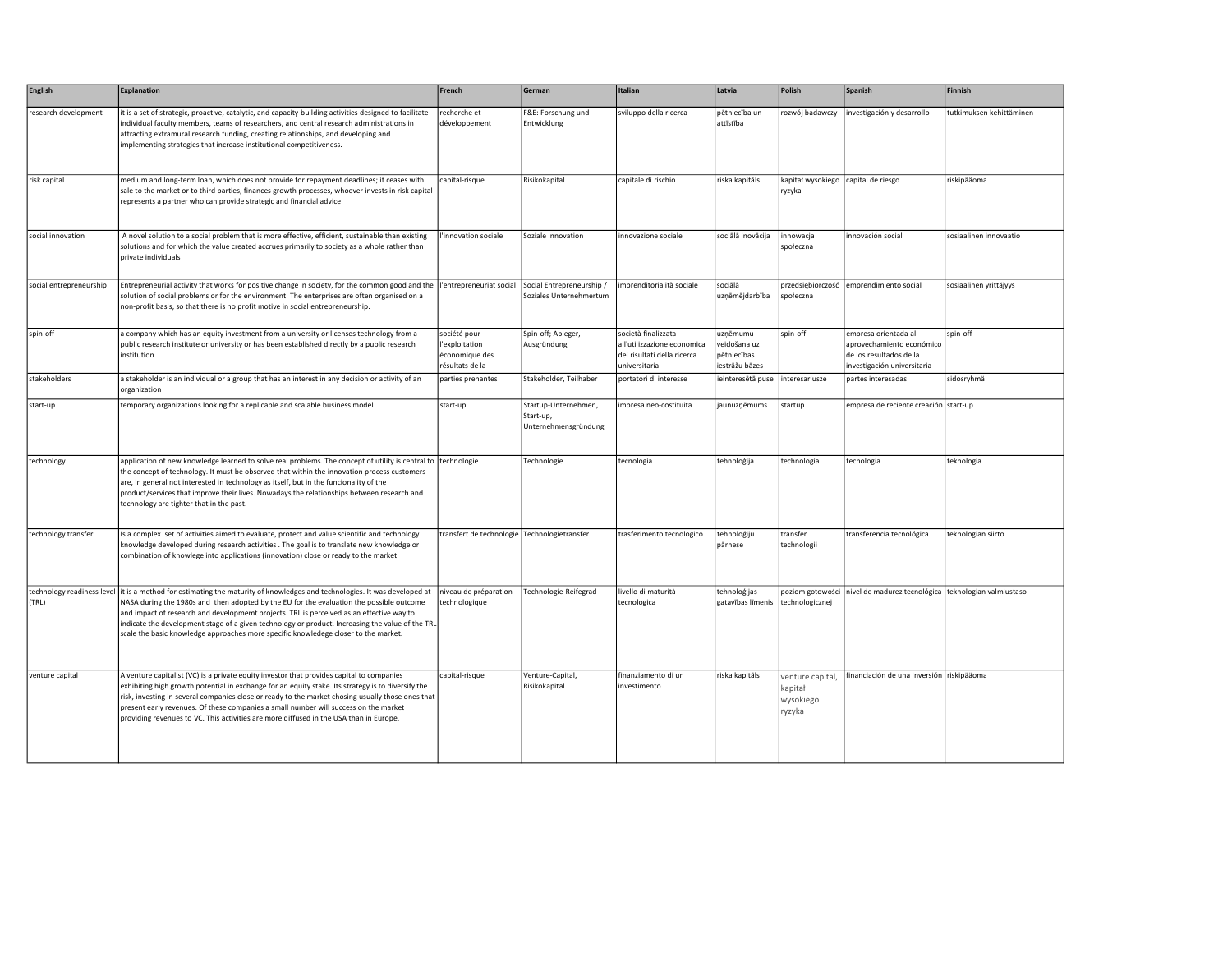| English | Explanation | French | German | Italian | Latvia | Polish | Spanish | Finnish |
|---|---|---|---|---|---|---|---|---|
| research development | it is a set of strategic, proactive, catalytic, and capacity-building activities designed to facilitate individual faculty members, teams of researchers, and central research administrations in attracting extramural research funding, creating relationships, and developing and implementing strategies that increase institutional competitiveness. | recherche et développement | F&E: Forschung und Entwicklung | sviluppo della ricerca | pētniecība un attīstība | rozwój badawczy | investigación y desarrollo | tutkimuksen kehittäminen |
| risk capital | medium and long-term loan, which does not provide for repayment deadlines; it ceases with sale to the market or to third parties, finances growth processes, whoever invests in risk capital represents a partner who can provide strategic and financial advice | capital-risque | Risikokapital | capitale di rischio | riska kapitāls | kapitał wysokiego ryzyka | capital de riesgo | riskipääoma |
| social innovation | A novel solution to a social problem that is more effective, efficient, sustainable than existing solutions and for which the value created accrues primarily to society as a whole rather than private individuals | l'innovation sociale | Soziale Innovation | innovazione sociale | sociālā inovācija | innowacja społeczna | innovación social | sosiaalinen innovaatio |
| social entrepreneurship | Entrepreneurial activity that works for positive change in society, for the common good and the solution of social problems or for the environment. The enterprises are often organised on a non-profit basis, so that there is no profit motive in social entrepreneurship. | l'entrepreneuriat social | Social Entrepreneurship / Soziales Unternehmertum | imprenditorialità sociale | sociālā uzņēmējdarbība | przedsiębiorczość społeczna | emprendimiento social | sosiaalinen yrittäjyys |
| spin-off | a company which has an equity investment from a university or licenses technology from a public research institute or university or has been established directly by a public research institution | société pour l'exploitation économique des résultats de la | Spin-off; Ableger, Ausgründung | società finalizzata all'utilizzazione economica dei risultati della ricerca universitaria | uzņēmumu veidošana uz pētniecības iestrāžu bāzes | spin-off | empresa orientada al aprovechamiento económico de los resultados de la investigación universitaria | spin-off |
| stakeholders | a stakeholder is an individual or a group that has an interest in any decision or activity of an organization | parties prenantes | Stakeholder, Teilhaber | portatori di interesse | ieinteresētā puse | interesariusze | partes interesadas | sidosryhmä |
| start-up | temporary organizations looking for a replicable and scalable business model | start-up | Startup-Unternehmen, Start-up, Unternehmensgründung | impresa neo-costituita | jaunuzņēmums | startup | empresa de reciente creación | start-up |
| technology | application of new knowledge learned to solve real problems. The concept of utility is central to the concept of technology. It must be observed that within the innovation process customers are, in general not interested in technology as itself, but in the funcionality of the product/services that improve their lives. Nowadays the relationships between research and technology are tighter that in the past. | technologie | Technologie | tecnologia | tehnoloģija | technologia | tecnología | teknologia |
| technology transfer | Is a complex set of activities aimed to evaluate, protect and value scientific and technology knowledge developed during research activities . The goal is to translate new knowledge or combination of knowlege into applications (innovation) close or ready to the market. | transfert de technologie | Technologietransfer | trasferimento tecnologico | tehnoloģiju pārnese | transfer technologii | transferencia tecnológica | teknologian siirto |
| technology readiness level (TRL) | it is a method for estimating the maturity of knowledges and technologies. It was developed at NASA during the 1980s and then adopted by the EU for the evaluation the possible outcome and impact of research and developmemt projects. TRL is perceived as an effective way to indicate the development stage of a given technology or product. Increasing the value of the TRL scale the basic knowledge approaches more specific knowledege closer to the market. | niveau de préparation technologique | Technologie-Reifegrad | livello di maturità tecnologica | tehnoloģijas gatavības līmenis | poziom gotowości technologicznej | nivel de madurez tecnológica | teknologian valmiustaso |
| venture capital | A venture capitalist (VC) is a private equity investor that provides capital to companies exhibiting high growth potential in exchange for an equity stake. Its strategy is to diversify the risk, investing in several companies close or ready to the market chosing usually those ones that present early revenues. Of these companies a small number will success on the market providing revenues to VC. This activities are more diffused in the USA than in Europe. | capital-risque | Venture-Capital, Risikokapital | finanziamento di un investimento | riska kapitāls | venture capital, kapitał wysokiego ryzyka | financiación de una inversión | riskipääoma |